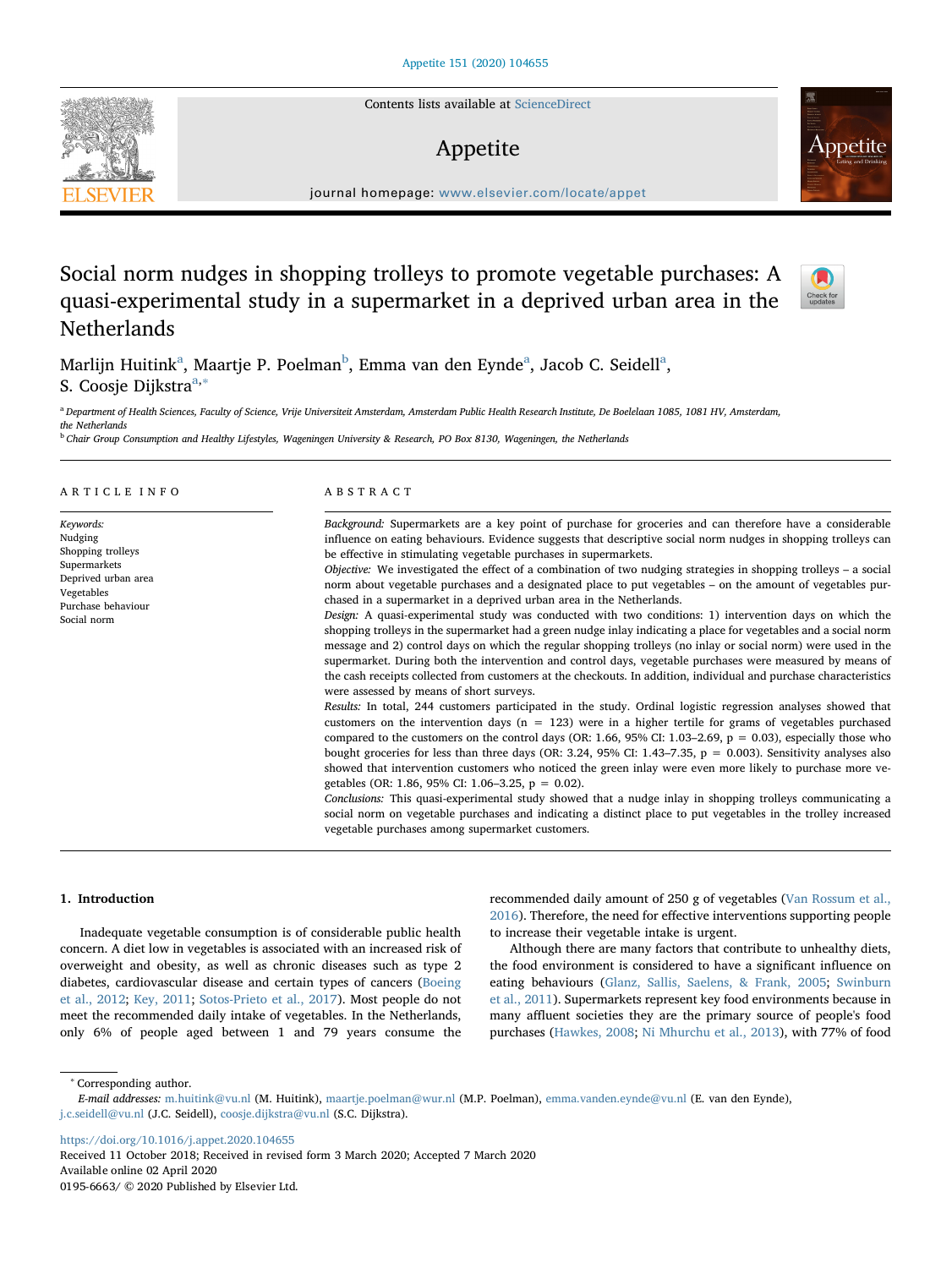# Social norm nudges in shopping trolleys to promote vegetable purchases: A quasi-experimental study in a supermarket in a deprived urban area in the Netherlands

Marlijn Huitink[a], Maartje P. Poelman[b], Emma van den Eynde[a], Jacob C. Seidell[a], S. Coosje Dijkstra[a,*]

[a] Department of Health Sciences, Faculty of Science, Vrije Universiteit Amsterdam, Amsterdam Public Health Research Institute, De Boelelaan 1085, 1081 HV, Amsterdam, the Netherlands

[b] Chair Group Consumption and Healthy Lifestyles, Wageningen University & Research, PO Box 8130, Wageningen, the Netherlands

## ARTICLE INFO

*Keywords:*
Nudging
Shopping trolleys
Supermarkets
Deprived urban area
Vegetables
Purchase behaviour
Social norm

## ABSTRACT

*Background:* Supermarkets are a key point of purchase for groceries and can therefore have a considerable influence on eating behaviours. Evidence suggests that descriptive social norm nudges in shopping trolleys can be effective in stimulating vegetable purchases in supermarkets.

*Objective:* We investigated the effect of a combination of two nudging strategies in shopping trolleys – a social norm about vegetable purchases and a designated place to put vegetables – on the amount of vegetables purchased in a supermarket in a deprived urban area in the Netherlands.

*Design:* A quasi-experimental study was conducted with two conditions: 1) intervention days on which the shopping trolleys in the supermarket had a green nudge inlay indicating a place for vegetables and a social norm message and 2) control days on which the regular shopping trolleys (no inlay or social norm) were used in the supermarket. During both the intervention and control days, vegetable purchases were measured by means of the cash receipts collected from customers at the checkouts. In addition, individual and purchase characteristics were assessed by means of short surveys.

*Results:* In total, 244 customers participated in the study. Ordinal logistic regression analyses showed that customers on the intervention days ($n = 123$) were in a higher tertile for grams of vegetables purchased compared to the customers on the control days (OR: 1.66, 95% CI: 1.03–2.69, $p = 0.03$), especially those who bought groceries for less than three days (OR: 3.24, 95% CI: 1.43–7.35, $p = 0.003$). Sensitivity analyses also showed that intervention customers who noticed the green inlay were even more likely to purchase more vegetables (OR: 1.86, 95% CI: 1.06–3.25, $p = 0.02$).

*Conclusions:* This quasi-experimental study showed that a nudge inlay in shopping trolleys communicating a social norm on vegetable purchases and indicating a distinct place to put vegetables in the trolley increased vegetable purchases among supermarket customers.

## 1. Introduction

Inadequate vegetable consumption is of considerable public health concern. A diet low in vegetables is associated with an increased risk of overweight and obesity, as well as chronic diseases such as type 2 diabetes, cardiovascular disease and certain types of cancers (Boeing et al., 2012; Key, 2011; Sotos-Prieto et al., 2017). Most people do not meet the recommended daily intake of vegetables. In the Netherlands, only 6% of people aged between 1 and 79 years consume the recommended daily amount of 250 g of vegetables (Van Rossum et al., 2016). Therefore, the need for effective interventions supporting people to increase their vegetable intake is urgent.

Although there are many factors that contribute to unhealthy diets, the food environment is considered to have a significant influence on eating behaviours (Glanz, Sallis, Saelens, & Frank, 2005; Swinburn et al., 2011). Supermarkets represent key food environments because in many affluent societies they are the primary source of people's food purchases (Hawkes, 2008; Ni Mhurchu et al., 2013), with 77% of food

---

\* Corresponding author.

*E-mail addresses:* m.huitink@vu.nl (M. Huitink), maartje.poelman@wur.nl (M.P. Poelman), emma.vanden.eynde@vu.nl (E. van den Eynde), j.c.seidell@vu.nl (J.C. Seidell), coosje.dijkstra@vu.nl (S.C. Dijkstra).

https://doi.org/10.1016/j.appet.2020.104655
Received 11 October 2018; Received in revised form 3 March 2020; Accepted 7 March 2020
Available online 02 April 2020
0195-6663/ © 2020 Published by Elsevier Ltd.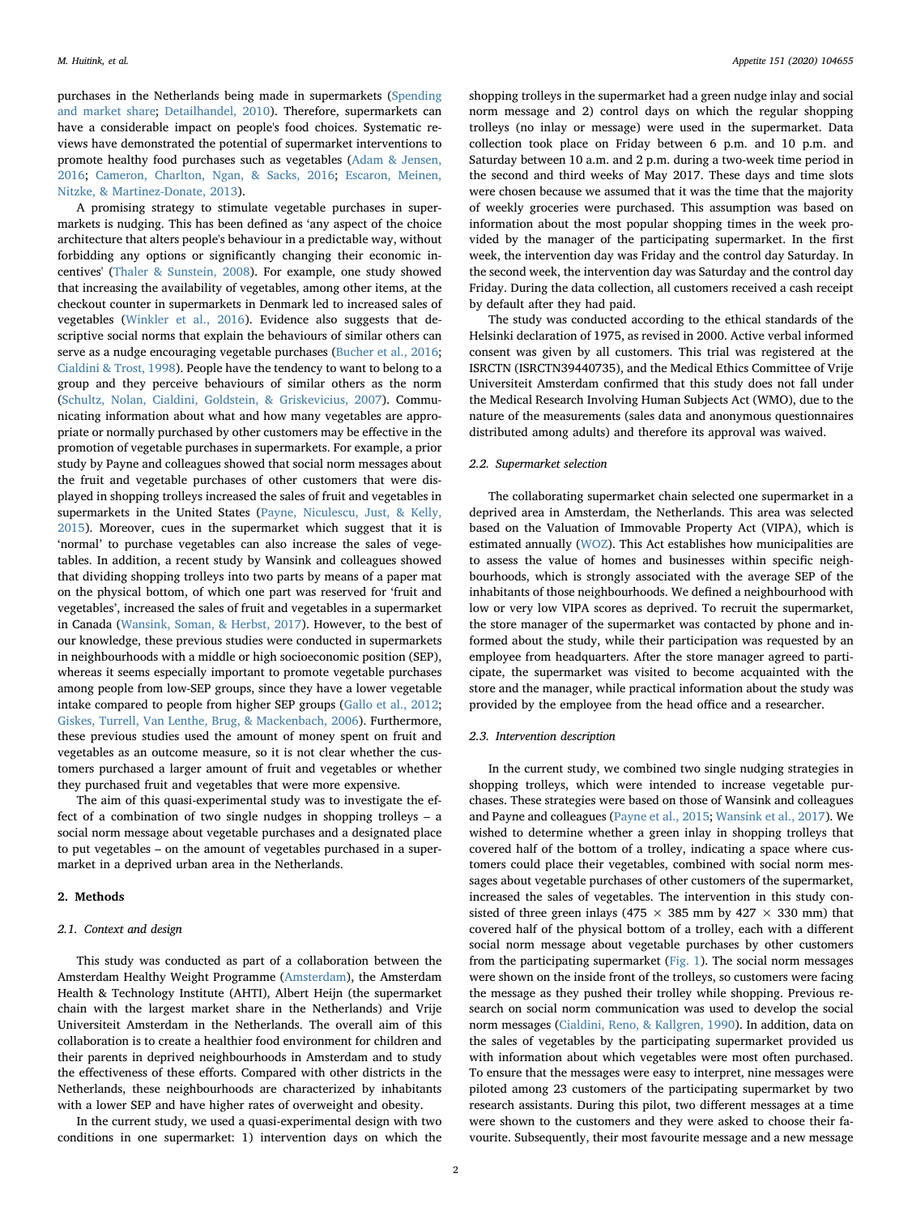purchases in the Netherlands being made in supermarkets (Spending and market share; Detailhandel, 2010). Therefore, supermarkets can have a considerable impact on people's food choices. Systematic reviews have demonstrated the potential of supermarket interventions to promote healthy food purchases such as vegetables (Adam & Jensen, 2016; Cameron, Charlton, Ngan, & Sacks, 2016; Escaron, Meinen, Nitzke, & Martinez-Donate, 2013).

A promising strategy to stimulate vegetable purchases in supermarkets is nudging. This has been defined as 'any aspect of the choice architecture that alters people's behaviour in a predictable way, without forbidding any options or significantly changing their economic incentives' (Thaler & Sunstein, 2008). For example, one study showed that increasing the availability of vegetables, among other items, at the checkout counter in supermarkets in Denmark led to increased sales of vegetables (Winkler et al., 2016). Evidence also suggests that descriptive social norms that explain the behaviours of similar others can serve as a nudge encouraging vegetable purchases (Bucher et al., 2016; Cialdini & Trost, 1998). People have the tendency to want to belong to a group and they perceive behaviours of similar others as the norm (Schultz, Nolan, Cialdini, Goldstein, & Griskevicius, 2007). Communicating information about what and how many vegetables are appropriate or normally purchased by other customers may be effective in the promotion of vegetable purchases in supermarkets. For example, a prior study by Payne and colleagues showed that social norm messages about the fruit and vegetable purchases of other customers that were displayed in shopping trolleys increased the sales of fruit and vegetables in supermarkets in the United States (Payne, Niculescu, Just, & Kelly, 2015). Moreover, cues in the supermarket which suggest that it is 'normal' to purchase vegetables can also increase the sales of vegetables. In addition, a recent study by Wansink and colleagues showed that dividing shopping trolleys into two parts by means of a paper mat on the physical bottom, of which one part was reserved for 'fruit and vegetables', increased the sales of fruit and vegetables in a supermarket in Canada (Wansink, Soman, & Herbst, 2017). However, to the best of our knowledge, these previous studies were conducted in supermarkets in neighbourhoods with a middle or high socioeconomic position (SEP), whereas it seems especially important to promote vegetable purchases among people from low-SEP groups, since they have a lower vegetable intake compared to people from higher SEP groups (Gallo et al., 2012; Giskes, Turrell, Van Lenthe, Brug, & Mackenbach, 2006). Furthermore, these previous studies used the amount of money spent on fruit and vegetables as an outcome measure, so it is not clear whether the customers purchased a larger amount of fruit and vegetables or whether they purchased fruit and vegetables that were more expensive.

The aim of this quasi-experimental study was to investigate the effect of a combination of two single nudges in shopping trolleys – a social norm message about vegetable purchases and a designated place to put vegetables – on the amount of vegetables purchased in a supermarket in a deprived urban area in the Netherlands.

## 2. Methods

### 2.1. Context and design

This study was conducted as part of a collaboration between the Amsterdam Healthy Weight Programme (Amsterdam), the Amsterdam Health & Technology Institute (AHTI), Albert Heijn (the supermarket chain with the largest market share in the Netherlands) and Vrije Universiteit Amsterdam in the Netherlands. The overall aim of this collaboration is to create a healthier food environment for children and their parents in deprived neighbourhoods in Amsterdam and to study the effectiveness of these efforts. Compared with other districts in the Netherlands, these neighbourhoods are characterized by inhabitants with a lower SEP and have higher rates of overweight and obesity.

In the current study, we used a quasi-experimental design with two conditions in one supermarket: 1) intervention days on which the shopping trolleys in the supermarket had a green nudge inlay and social norm message and 2) control days on which the regular shopping trolleys (no inlay or message) were used in the supermarket. Data collection took place on Friday between 6 p.m. and 10 p.m. and Saturday between 10 a.m. and 2 p.m. during a two-week time period in the second and third weeks of May 2017. These days and time slots were chosen because we assumed that it was the time that the majority of weekly groceries were purchased. This assumption was based on information about the most popular shopping times in the week provided by the manager of the participating supermarket. In the first week, the intervention day was Friday and the control day Saturday. In the second week, the intervention day was Saturday and the control day Friday. During the data collection, all customers received a cash receipt by default after they had paid.

The study was conducted according to the ethical standards of the Helsinki declaration of 1975, as revised in 2000. Active verbal informed consent was given by all customers. This trial was registered at the ISRCTN (ISRCTN39440735), and the Medical Ethics Committee of Vrije Universiteit Amsterdam confirmed that this study does not fall under the Medical Research Involving Human Subjects Act (WMO), due to the nature of the measurements (sales data and anonymous questionnaires distributed among adults) and therefore its approval was waived.

### 2.2. Supermarket selection

The collaborating supermarket chain selected one supermarket in a deprived area in Amsterdam, the Netherlands. This area was selected based on the Valuation of Immovable Property Act (VIPA), which is estimated annually (WOZ). This Act establishes how municipalities are to assess the value of homes and businesses within specific neighbourhoods, which is strongly associated with the average SEP of the inhabitants of those neighbourhoods. We defined a neighbourhood with low or very low VIPA scores as deprived. To recruit the supermarket, the store manager of the supermarket was contacted by phone and informed about the study, while their participation was requested by an employee from headquarters. After the store manager agreed to participate, the supermarket was visited to become acquainted with the store and the manager, while practical information about the study was provided by the employee from the head office and a researcher.

### 2.3. Intervention description

In the current study, we combined two single nudging strategies in shopping trolleys, which were intended to increase vegetable purchases. These strategies were based on those of Wansink and colleagues and Payne and colleagues (Payne et al., 2015; Wansink et al., 2017). We wished to determine whether a green inlay in shopping trolleys that covered half of the bottom of a trolley, indicating a space where customers could place their vegetables, combined with social norm messages about vegetable purchases of other customers of the supermarket, increased the sales of vegetables. The intervention in this study consisted of three green inlays (475 × 385 mm by 427 × 330 mm) that covered half of the physical bottom of a trolley, each with a different social norm message about vegetable purchases by other customers from the participating supermarket (Fig. 1). The social norm messages were shown on the inside front of the trolleys, so customers were facing the message as they pushed their trolley while shopping. Previous research on social norm communication was used to develop the social norm messages (Cialdini, Reno, & Kallgren, 1990). In addition, data on the sales of vegetables by the participating supermarket provided us with information about which vegetables were most often purchased. To ensure that the messages were easy to interpret, nine messages were piloted among 23 customers of the participating supermarket by two research assistants. During this pilot, two different messages at a time were shown to the customers and they were asked to choose their favourite. Subsequently, their most favourite message and a new message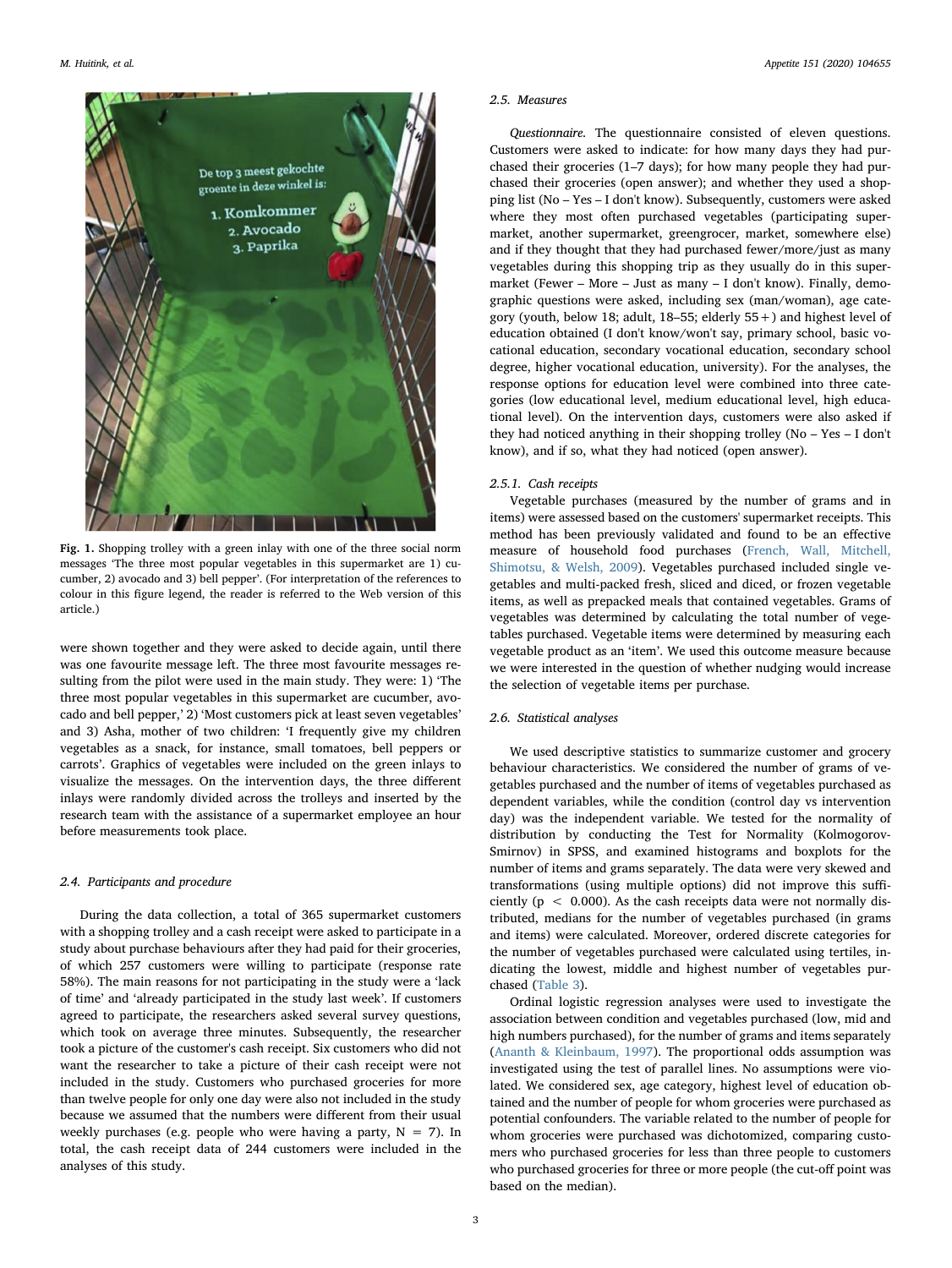Fig. 1. Shopping trolley with a green inlay with one of the three social norm messages 'The three most popular vegetables in this supermarket are 1) cucumber, 2) avocado and 3) bell pepper'. (For interpretation of the references to colour in this figure legend, the reader is referred to the Web version of this article.)

were shown together and they were asked to decide again, until there was one favourite message left. The three most favourite messages resulting from the pilot were used in the main study. They were: 1) 'The three most popular vegetables in this supermarket are cucumber, avocado and bell pepper,' 2) 'Most customers pick at least seven vegetables' and 3) Asha, mother of two children: 'I frequently give my children vegetables as a snack, for instance, small tomatoes, bell peppers or carrots'. Graphics of vegetables were included on the green inlays to visualize the messages. On the intervention days, the three different inlays were randomly divided across the trolleys and inserted by the research team with the assistance of a supermarket employee an hour before measurements took place.

### 2.4. Participants and procedure

During the data collection, a total of 365 supermarket customers with a shopping trolley and a cash receipt were asked to participate in a study about purchase behaviours after they had paid for their groceries, of which 257 customers were willing to participate (response rate 58%). The main reasons for not participating in the study were a 'lack of time' and 'already participated in the study last week'. If customers agreed to participate, the researchers asked several survey questions, which took on average three minutes. Subsequently, the researcher took a picture of the customer's cash receipt. Six customers who did not want the researcher to take a picture of their cash receipt were not included in the study. Customers who purchased groceries for more than twelve people for only one day were also not included in the study because we assumed that the numbers were different from their usual weekly purchases (e.g. people who were having a party, N = 7). In total, the cash receipt data of 244 customers were included in the analyses of this study.

### 2.5. Measures

*Questionnaire.* The questionnaire consisted of eleven questions. Customers were asked to indicate: for how many days they had purchased their groceries (1–7 days); for how many people they had purchased their groceries (open answer); and whether they used a shopping list (No – Yes – I don't know). Subsequently, customers were asked where they most often purchased vegetables (participating supermarket, another supermarket, greengrocer, market, somewhere else) and if they thought that they had purchased fewer/more/just as many vegetables during this shopping trip as they usually do in this supermarket (Fewer – More – Just as many – I don't know). Finally, demographic questions were asked, including sex (man/woman), age category (youth, below 18; adult, 18–55; elderly 55+) and highest level of education obtained (I don't know/won't say, primary school, basic vocational education, secondary vocational education, secondary school degree, higher vocational education, university). For the analyses, the response options for education level were combined into three categories (low educational level, medium educational level, high educational level). On the intervention days, customers were also asked if they had noticed anything in their shopping trolley (No – Yes – I don't know), and if so, what they had noticed (open answer).

#### 2.5.1. Cash receipts

Vegetable purchases (measured by the number of grams and in items) were assessed based on the customers' supermarket receipts. This method has been previously validated and found to be an effective measure of household food purchases (French, Wall, Mitchell, Shimotsu, & Welsh, 2009). Vegetables purchased included single vegetables and multi-packed fresh, sliced and diced, or frozen vegetable items, as well as prepacked meals that contained vegetables. Grams of vegetables was determined by calculating the total number of vegetables purchased. Vegetable items were determined by measuring each vegetable product as an 'item'. We used this outcome measure because we were interested in the question of whether nudging would increase the selection of vegetable items per purchase.

### 2.6. Statistical analyses

We used descriptive statistics to summarize customer and grocery behaviour characteristics. We considered the number of grams of vegetables purchased and the number of items of vegetables purchased as dependent variables, while the condition (control day vs intervention day) was the independent variable. We tested for the normality of distribution by conducting the Test for Normality (Kolmogorov-Smirnov) in SPSS, and examined histograms and boxplots for the number of items and grams separately. The data were very skewed and transformations (using multiple options) did not improve this sufficiently ($p < 0.000$). As the cash receipts data were not normally distributed, medians for the number of vegetables purchased (in grams and items) were calculated. Moreover, ordered discrete categories for the number of vegetables purchased were calculated using tertiles, indicating the lowest, middle and highest number of vegetables purchased (Table 3).

Ordinal logistic regression analyses were used to investigate the association between condition and vegetables purchased (low, mid and high numbers purchased), for the number of grams and items separately (Ananth & Kleinbaum, 1997). The proportional odds assumption was investigated using the test of parallel lines. No assumptions were violated. We considered sex, age category, highest level of education obtained and the number of people for whom groceries were purchased as potential confounders. The variable related to the number of people for whom groceries were purchased was dichotomized, comparing customers who purchased groceries for less than three people to customers who purchased groceries for three or more people (the cut-off point was based on the median).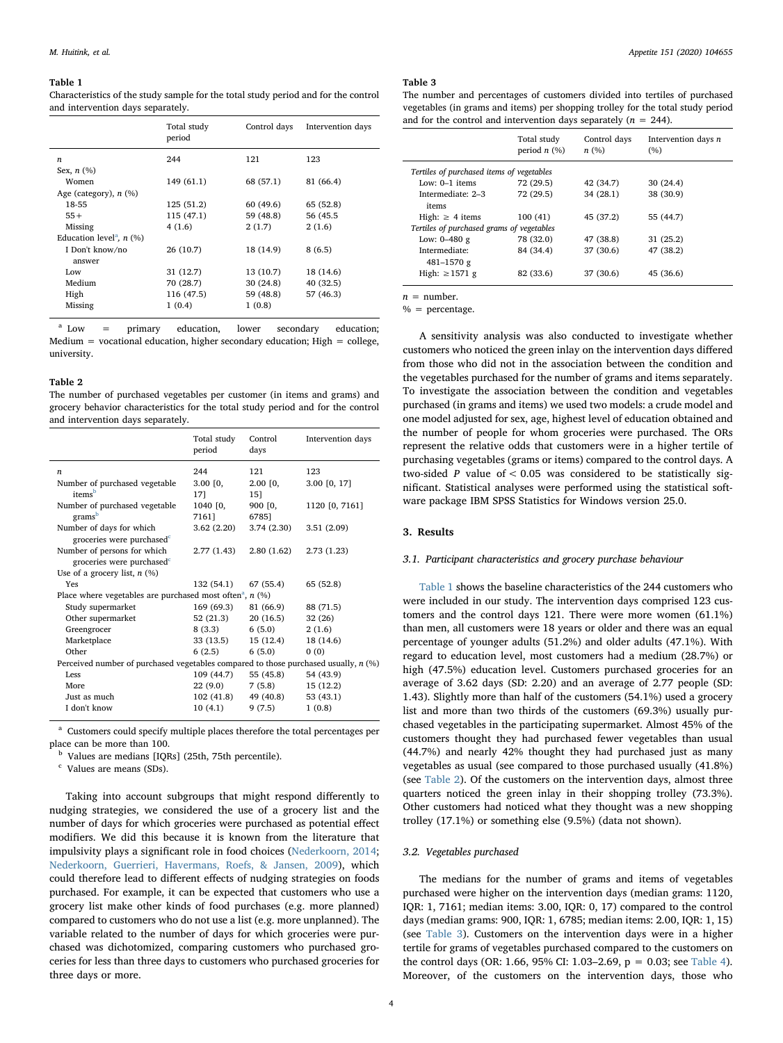**Table 1**
Characteristics of the study sample for the total study period and for the control and intervention days separately.

| | Total study period | Control days | Intervention days |
|---|---|---|---|
| *n* | 244 | 121 | 123 |
| Sex, *n* (%) | | | |
| Women | 149 (61.1) | 68 (57.1) | 81 (66.4) |
| Age (category), *n* (%) | | | |
| 18-55 | 125 (51.2) | 60 (49.6) | 65 (52.8) |
| 55+ | 115 (47.1) | 59 (48.8) | 56 (45.5 |
| Missing | 4 (1.6) | 2 (1.7) | 2 (1.6) |
| Education level[a], *n* (%) | | | |
| I Don't know/no answer | 26 (10.7) | 18 (14.9) | 8 (6.5) |
| Low | 31 (12.7) | 13 (10.7) | 18 (14.6) |
| Medium | 70 (28.7) | 30 (24.8) | 40 (32.5) |
| High | 116 (47.5) | 59 (48.8) | 57 (46.3) |
| Missing | 1 (0.4) | 1 (0.8) | |

[a] Low = primary education, lower secondary education; Medium = vocational education, higher secondary education; High = college, university.

**Table 2**
The number of purchased vegetables per customer (in items and grams) and grocery behavior characteristics for the total study period and for the control and intervention days separately.

| | Total study period | Control days | Intervention days |
|---|---|---|---|
| *n* | 244 | 121 | 123 |
| Number of purchased vegetable items[b] | 3.00 [0, 17] | 2.00 [0, 15] | 3.00 [0, 17] |
| Number of purchased vegetable grams[b] | 1040 [0, 7161] | 900 [0, 6785] | 1120 [0, 7161] |
| Number of days for which groceries were purchased[c] | 3.62 (2.20) | 3.74 (2.30) | 3.51 (2.09) |
| Number of persons for which groceries were purchased[c] | 2.77 (1.43) | 2.80 (1.62) | 2.73 (1.23) |
| Use of a grocery list, *n* (%) | | | |
| Yes | 132 (54.1) | 67 (55.4) | 65 (52.8) |
| Place where vegetables are purchased most often[a], *n* (%) | | | |
| Study supermarket | 169 (69.3) | 81 (66.9) | 88 (71.5) |
| Other supermarket | 52 (21.3) | 20 (16.5) | 32 (26) |
| Greengrocer | 8 (3.3) | 6 (5.0) | 2 (1.6) |
| Marketplace | 33 (13.5) | 15 (12.4) | 18 (14.6) |
| Other | 6 (2.5) | 6 (5.0) | 0 (0) |
| Perceived number of purchased vegetables compared to those purchased usually, *n* (%) | | | |
| Less | 109 (44.7) | 55 (45.8) | 54 (43.9) |
| More | 22 (9.0) | 7 (5.8) | 15 (12.2) |
| Just as much | 102 (41.8) | 49 (40.8) | 53 (43.1) |
| I don't know | 10 (4.1) | 9 (7.5) | 1 (0.8) |

[a] Customers could specify multiple places therefore the total percentages per place can be more than 100.
[b] Values are medians [IQRs] (25th, 75th percentile).
[c] Values are means (SDs).

Taking into account subgroups that might respond differently to nudging strategies, we considered the use of a grocery list and the number of days for which groceries were purchased as potential effect modifiers. We did this because it is known from the literature that impulsivity plays a significant role in food choices (Nederkoorn, 2014; Nederkoorn, Guerrieri, Havermans, Roefs, & Jansen, 2009), which could therefore lead to different effects of nudging strategies on foods purchased. For example, it can be expected that customers who use a grocery list make other kinds of food purchases (e.g. more planned) compared to customers who do not use a list (e.g. more unplanned). The variable related to the number of days for which groceries were purchased was dichotomized, comparing customers who purchased groceries for less than three days to customers who purchased groceries for three days or more.

**Table 3**
The number and percentages of customers divided into tertiles of purchased vegetables (in grams and items) per shopping trolley for the total study period and for the control and intervention days separately ($n = 244$).

| | Total study period *n* (%) | Control days *n* (%) | Intervention days *n* (%) |
|---|---|---|---|
| *Tertiles of purchased items of vegetables* | | | |
| Low: 0–1 items | 72 (29.5) | 42 (34.7) | 30 (24.4) |
| Intermediate: 2–3 items | 72 (29.5) | 34 (28.1) | 38 (30.9) |
| High: ≥ 4 items | 100 (41) | 45 (37.2) | 55 (44.7) |
| *Tertiles of purchased grams of vegetables* | | | |
| Low: 0–480 g | 78 (32.0) | 47 (38.8) | 31 (25.2) |
| Intermediate: 481–1570 g | 84 (34.4) | 37 (30.6) | 47 (38.2) |
| High: ≥1571 g | 82 (33.6) | 37 (30.6) | 45 (36.6) |

*n* = number.
% = percentage.

A sensitivity analysis was also conducted to investigate whether customers who noticed the green inlay on the intervention days differed from those who did not in the association between the condition and the vegetables purchased for the number of grams and items separately. To investigate the association between the condition and vegetables purchased (in grams and items) we used two models: a crude model and one model adjusted for sex, age, highest level of education obtained and the number of people for whom groceries were purchased. The ORs represent the relative odds that customers were in a higher tertile of purchasing vegetables (grams or items) compared to the control days. A two-sided $P$ value of $< 0.05$ was considered to be statistically significant. Statistical analyses were performed using the statistical software package IBM SPSS Statistics for Windows version 25.0.

## 3. Results

### 3.1. Participant characteristics and grocery purchase behaviour

Table 1 shows the baseline characteristics of the 244 customers who were included in our study. The intervention days comprised 123 customers and the control days 121. There were more women (61.1%) than men, all customers were 18 years or older and there was an equal percentage of younger adults (51.2%) and older adults (47.1%). With regard to education level, most customers had a medium (28.7%) or high (47.5%) education level. Customers purchased groceries for an average of 3.62 days (SD: 2.20) and an average of 2.77 people (SD: 1.43). Slightly more than half of the customers (54.1%) used a grocery list and more than two thirds of the customers (69.3%) usually purchased vegetables in the participating supermarket. Almost 45% of the customers thought they had purchased fewer vegetables than usual (44.7%) and nearly 42% thought they had purchased just as many vegetables as usual (see compared to those purchased usually (41.8%) (see Table 2). Of the customers on the intervention days, almost three quarters noticed the green inlay in their shopping trolley (73.3%). Other customers had noticed what they thought was a new shopping trolley (17.1%) or something else (9.5%) (data not shown).

### 3.2. Vegetables purchased

The medians for the number of grams and items of vegetables purchased were higher on the intervention days (median grams: 1120, IQR: 1, 7161; median items: 3.00, IQR: 0, 17) compared to the control days (median grams: 900, IQR: 1, 6785; median items: 2.00, IQR: 1, 15) (see Table 3). Customers on the intervention days were in a higher tertile for grams of vegetables purchased compared to the customers on the control days (OR: 1.66, 95% CI: 1.03–2.69, p = 0.03; see Table 4). Moreover, of the customers on the intervention days, those who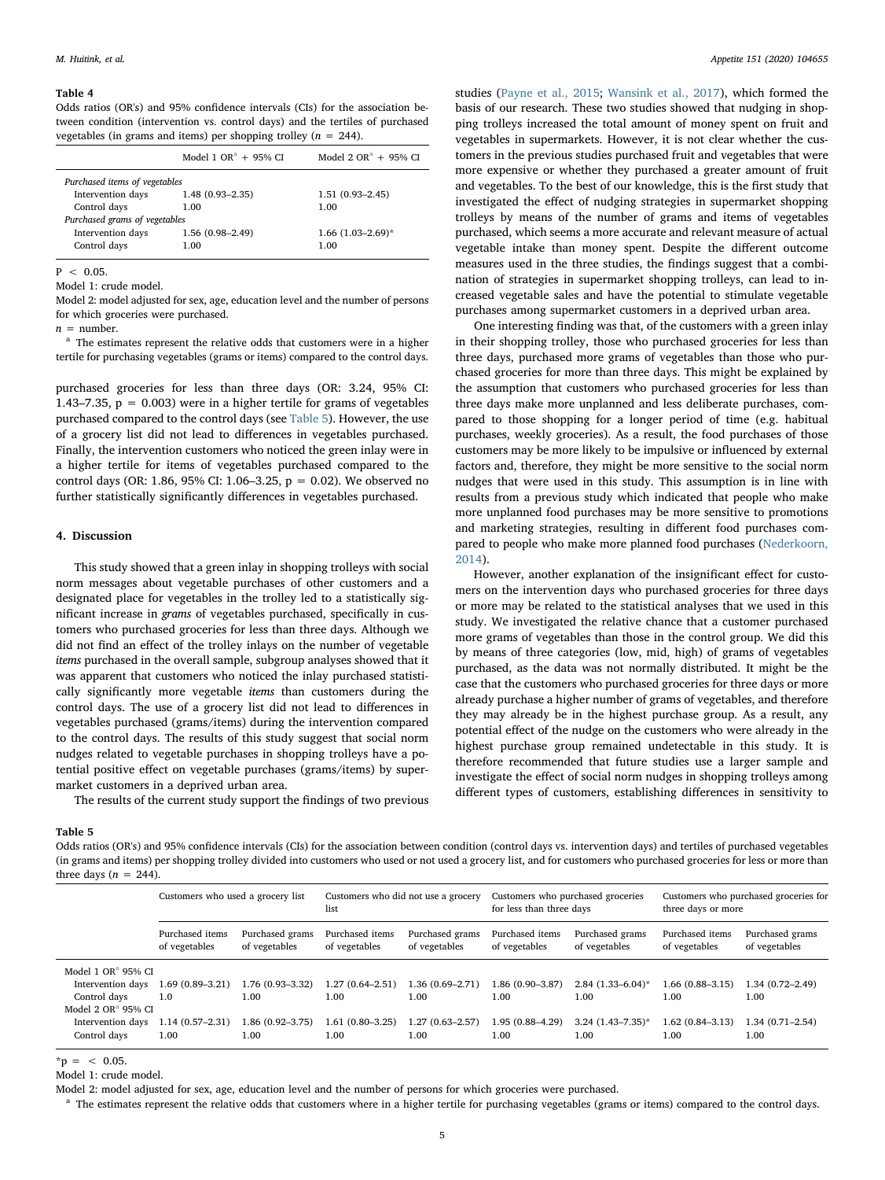**Table 4**

Odds ratios (OR's) and 95% confidence intervals (CIs) for the association between condition (intervention vs. control days) and the tertiles of purchased vegetables (in grams and items) per shopping trolley ($n$ = 244).

| | Model 1 OR[a] + 95% CI | Model 2 OR[a] + 95% CI |
|---|---|---|
| *Purchased items of vegetables* | | |
| Intervention days | 1.48 (0.93–2.35) | 1.51 (0.93–2.45) |
| Control days | 1.00 | 1.00 |
| *Purchased grams of vegetables* | | |
| Intervention days | 1.56 (0.98–2.49) | 1.66 (1.03–2.69)* |
| Control days | 1.00 | 1.00 |

P < 0.05.

Model 1: crude model.

Model 2: model adjusted for sex, age, education level and the number of persons for which groceries were purchased.

$n$ = number.

[a] The estimates represent the relative odds that customers were in a higher tertile for purchasing vegetables (grams or items) compared to the control days.

purchased groceries for less than three days (OR: 3.24, 95% CI: 1.43–7.35, p = 0.003) were in a higher tertile for grams of vegetables purchased compared to the control days (see Table 5). However, the use of a grocery list did not lead to differences in vegetables purchased. Finally, the intervention customers who noticed the green inlay were in a higher tertile for items of vegetables purchased compared to the control days (OR: 1.86, 95% CI: 1.06–3.25, p = 0.02). We observed no further statistically significantly differences in vegetables purchased.

## 4. Discussion

This study showed that a green inlay in shopping trolleys with social norm messages about vegetable purchases of other customers and a designated place for vegetables in the trolley led to a statistically significant increase in *grams* of vegetables purchased, specifically in customers who purchased groceries for less than three days. Although we did not find an effect of the trolley inlays on the number of vegetable *items* purchased in the overall sample, subgroup analyses showed that it was apparent that customers who noticed the inlay purchased statistically significantly more vegetable *items* than customers during the control days. The use of a grocery list did not lead to differences in vegetables purchased (grams/items) during the intervention compared to the control days. The results of this study suggest that social norm nudges related to vegetable purchases in shopping trolleys have a potential positive effect on vegetable purchases (grams/items) by supermarket customers in a deprived urban area.

The results of the current study support the findings of two previous studies (Payne et al., 2015; Wansink et al., 2017), which formed the basis of our research. These two studies showed that nudging in shopping trolleys increased the total amount of money spent on fruit and vegetables in supermarkets. However, it is not clear whether the customers in the previous studies purchased fruit and vegetables that were more expensive or whether they purchased a greater amount of fruit and vegetables. To the best of our knowledge, this is the first study that investigated the effect of nudging strategies in supermarket shopping trolleys by means of the number of grams and items of vegetables purchased, which seems a more accurate and relevant measure of actual vegetable intake than money spent. Despite the different outcome measures used in the three studies, the findings suggest that a combination of strategies in supermarket shopping trolleys, can lead to increased vegetable sales and have the potential to stimulate vegetable purchases among supermarket customers in a deprived urban area.

One interesting finding was that, of the customers with a green inlay in their shopping trolley, those who purchased groceries for less than three days, purchased more grams of vegetables than those who purchased groceries for more than three days. This might be explained by the assumption that customers who purchased groceries for less than three days make more unplanned and less deliberate purchases, compared to those shopping for a longer period of time (e.g. habitual purchases, weekly groceries). As a result, the food purchases of those customers may be more likely to be impulsive or influenced by external factors and, therefore, they might be more sensitive to the social norm nudges that were used in this study. This assumption is in line with results from a previous study which indicated that people who make more unplanned food purchases may be more sensitive to promotions and marketing strategies, resulting in different food purchases compared to people who make more planned food purchases (Nederkoorn, 2014).

However, another explanation of the insignificant effect for customers on the intervention days who purchased groceries for three days or more may be related to the statistical analyses that we used in this study. We investigated the relative chance that a customer purchased more grams of vegetables than those in the control group. We did this by means of three categories (low, mid, high) of grams of vegetables purchased, as the data was not normally distributed. It might be the case that the customers who purchased groceries for three days or more already purchase a higher number of grams of vegetables, and therefore they may already be in the highest purchase group. As a result, any potential effect of the nudge on the customers who were already in the highest purchase group remained undetectable in this study. It is therefore recommended that future studies use a larger sample and investigate the effect of social norm nudges in shopping trolleys among different types of customers, establishing differences in sensitivity to

**Table 5**

Odds ratios (OR's) and 95% confidence intervals (CIs) for the association between condition (control days vs. intervention days) and tertiles of purchased vegetables (in grams and items) per shopping trolley divided into customers who used or not used a grocery list, and for customers who purchased groceries for less or more than three days ($n$ = 244).

| | Customers who used a grocery list | | Customers who did not use a grocery list | | Customers who purchased groceries for less than three days | | Customers who purchased groceries for three days or more | |
|---|---|---|---|---|---|---|---|---|
| | Purchased items of vegetables | Purchased grams of vegetables | Purchased items of vegetables | Purchased grams of vegetables | Purchased items of vegetables | Purchased grams of vegetables | Purchased items of vegetables | Purchased grams of vegetables |
| Model 1 OR[a] 95% CI | | | | | | | | |
| Intervention days | 1.69 (0.89–3.21) | 1.76 (0.93–3.32) | 1.27 (0.64–2.51) | 1.36 (0.69–2.71) | 1.86 (0.90–3.87) | 2.84 (1.33–6.04)* | 1.66 (0.88–3.15) | 1.34 (0.72–2.49) |
| Control days | 1.0 | 1.00 | 1.00 | 1.00 | 1.00 | 1.00 | 1.00 | 1.00 |
| Model 2 OR[a] 95% CI | | | | | | | | |
| Intervention days | 1.14 (0.57–2.31) | 1.86 (0.92–3.75) | 1.61 (0.80–3.25) | 1.27 (0.63–2.57) | 1.95 (0.88–4.29) | 3.24 (1.43–7.35)* | 1.62 (0.84–3.13) | 1.34 (0.71–2.54) |
| Control days | 1.00 | 1.00 | 1.00 | 1.00 | 1.00 | 1.00 | 1.00 | 1.00 |

*p = < 0.05.

Model 1: crude model.

Model 2: model adjusted for sex, age, education level and the number of persons for which groceries were purchased.

[a] The estimates represent the relative odds that customers where in a higher tertile for purchasing vegetables (grams or items) compared to the control days.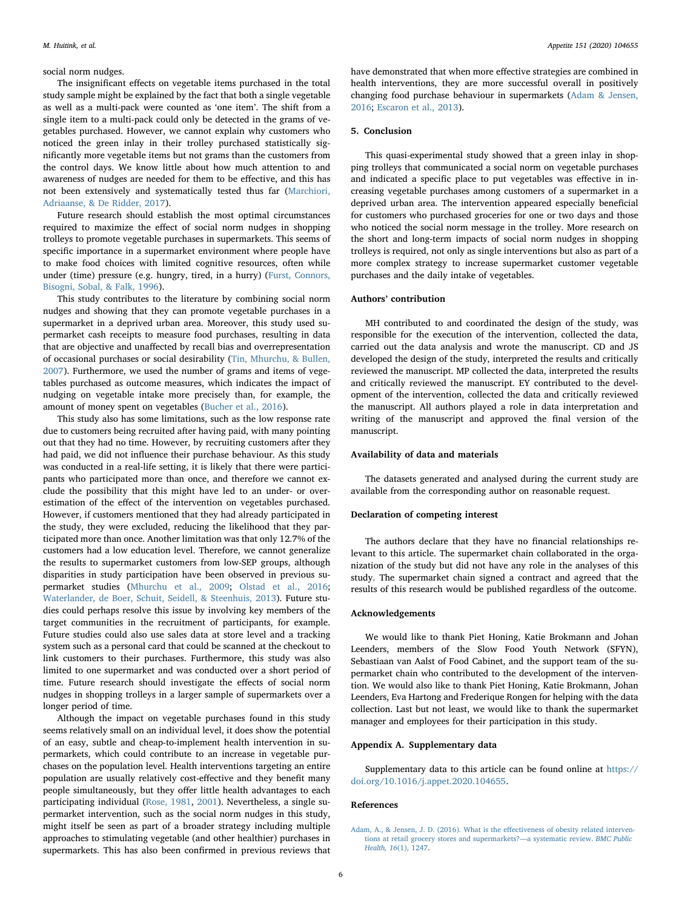social norm nudges.

The insignificant effects on vegetable items purchased in the total study sample might be explained by the fact that both a single vegetable as well as a multi-pack were counted as 'one item'. The shift from a single item to a multi-pack could only be detected in the grams of vegetables purchased. However, we cannot explain why customers who noticed the green inlay in their trolley purchased statistically significantly more vegetable items but not grams than the customers from the control days. We know little about how much attention to and awareness of nudges are needed for them to be effective, and this has not been extensively and systematically tested thus far (Marchiori, Adriaanse, & De Ridder, 2017).

Future research should establish the most optimal circumstances required to maximize the effect of social norm nudges in shopping trolleys to promote vegetable purchases in supermarkets. This seems of specific importance in a supermarket environment where people have to make food choices with limited cognitive resources, often while under (time) pressure (e.g. hungry, tired, in a hurry) (Furst, Connors, Bisogni, Sobal, & Falk, 1996).

This study contributes to the literature by combining social norm nudges and showing that they can promote vegetable purchases in a supermarket in a deprived urban area. Moreover, this study used supermarket cash receipts to measure food purchases, resulting in data that are objective and unaffected by recall bias and overrepresentation of occasional purchases or social desirability (Tin, Mhurchu, & Bullen, 2007). Furthermore, we used the number of grams and items of vegetables purchased as outcome measures, which indicates the impact of nudging on vegetable intake more precisely than, for example, the amount of money spent on vegetables (Bucher et al., 2016).

This study also has some limitations, such as the low response rate due to customers being recruited after having paid, with many pointing out that they had no time. However, by recruiting customers after they had paid, we did not influence their purchase behaviour. As this study was conducted in a real-life setting, it is likely that there were participants who participated more than once, and therefore we cannot exclude the possibility that this might have led to an under- or overestimation of the effect of the intervention on vegetables purchased. However, if customers mentioned that they had already participated in the study, they were excluded, reducing the likelihood that they participated more than once. Another limitation was that only 12.7% of the customers had a low education level. Therefore, we cannot generalize the results to supermarket customers from low-SEP groups, although disparities in study participation have been observed in previous supermarket studies (Mhurchu et al., 2009; Olstad et al., 2016; Waterlander, de Boer, Schuit, Seidell, & Steenhuis, 2013). Future studies could perhaps resolve this issue by involving key members of the target communities in the recruitment of participants, for example. Future studies could also use sales data at store level and a tracking system such as a personal card that could be scanned at the checkout to link customers to their purchases. Furthermore, this study was also limited to one supermarket and was conducted over a short period of time. Future research should investigate the effects of social norm nudges in shopping trolleys in a larger sample of supermarkets over a longer period of time.

Although the impact on vegetable purchases found in this study seems relatively small on an individual level, it does show the potential of an easy, subtle and cheap-to-implement health intervention in supermarkets, which could contribute to an increase in vegetable purchases on the population level. Health interventions targeting an entire population are usually relatively cost-effective and they benefit many people simultaneously, but they offer little health advantages to each participating individual (Rose, 1981, 2001). Nevertheless, a single supermarket intervention, such as the social norm nudges in this study, might itself be seen as part of a broader strategy including multiple approaches to stimulating vegetable (and other healthier) purchases in supermarkets. This has also been confirmed in previous reviews that have demonstrated that when more effective strategies are combined in health interventions, they are more successful overall in positively changing food purchase behaviour in supermarkets (Adam & Jensen, 2016; Escaron et al., 2013).

## 5. Conclusion

This quasi-experimental study showed that a green inlay in shopping trolleys that communicated a social norm on vegetable purchases and indicated a specific place to put vegetables was effective in increasing vegetable purchases among customers of a supermarket in a deprived urban area. The intervention appeared especially beneficial for customers who purchased groceries for one or two days and those who noticed the social norm message in the trolley. More research on the short and long-term impacts of social norm nudges in shopping trolleys is required, not only as single interventions but also as part of a more complex strategy to increase supermarket customer vegetable purchases and the daily intake of vegetables.

## Authors' contribution

MH contributed to and coordinated the design of the study, was responsible for the execution of the intervention, collected the data, carried out the data analysis and wrote the manuscript. CD and JS developed the design of the study, interpreted the results and critically reviewed the manuscript. MP collected the data, interpreted the results and critically reviewed the manuscript. EY contributed to the development of the intervention, collected the data and critically reviewed the manuscript. All authors played a role in data interpretation and writing of the manuscript and approved the final version of the manuscript.

## Availability of data and materials

The datasets generated and analysed during the current study are available from the corresponding author on reasonable request.

## Declaration of competing interest

The authors declare that they have no financial relationships relevant to this article. The supermarket chain collaborated in the organization of the study but did not have any role in the analyses of this study. The supermarket chain signed a contract and agreed that the results of this research would be published regardless of the outcome.

## Acknowledgements

We would like to thank Piet Honing, Katie Brokmann and Johan Leenders, members of the Slow Food Youth Network (SFYN), Sebastiaan van Aalst of Food Cabinet, and the support team of the supermarket chain who contributed to the development of the intervention. We would also like to thank Piet Honing, Katie Brokmann, Johan Leenders, Eva Hartong and Frederique Rongen for helping with the data collection. Last but not least, we would like to thank the supermarket manager and employees for their participation in this study.

## Appendix A. Supplementary data

Supplementary data to this article can be found online at https://doi.org/10.1016/j.appet.2020.104655.

## References

Adam, A., & Jensen, J. D. (2016). What is the effectiveness of obesity related interventions at retail grocery stores and supermarkets?—a systematic review. *BMC Public Health, 16*(1), 1247.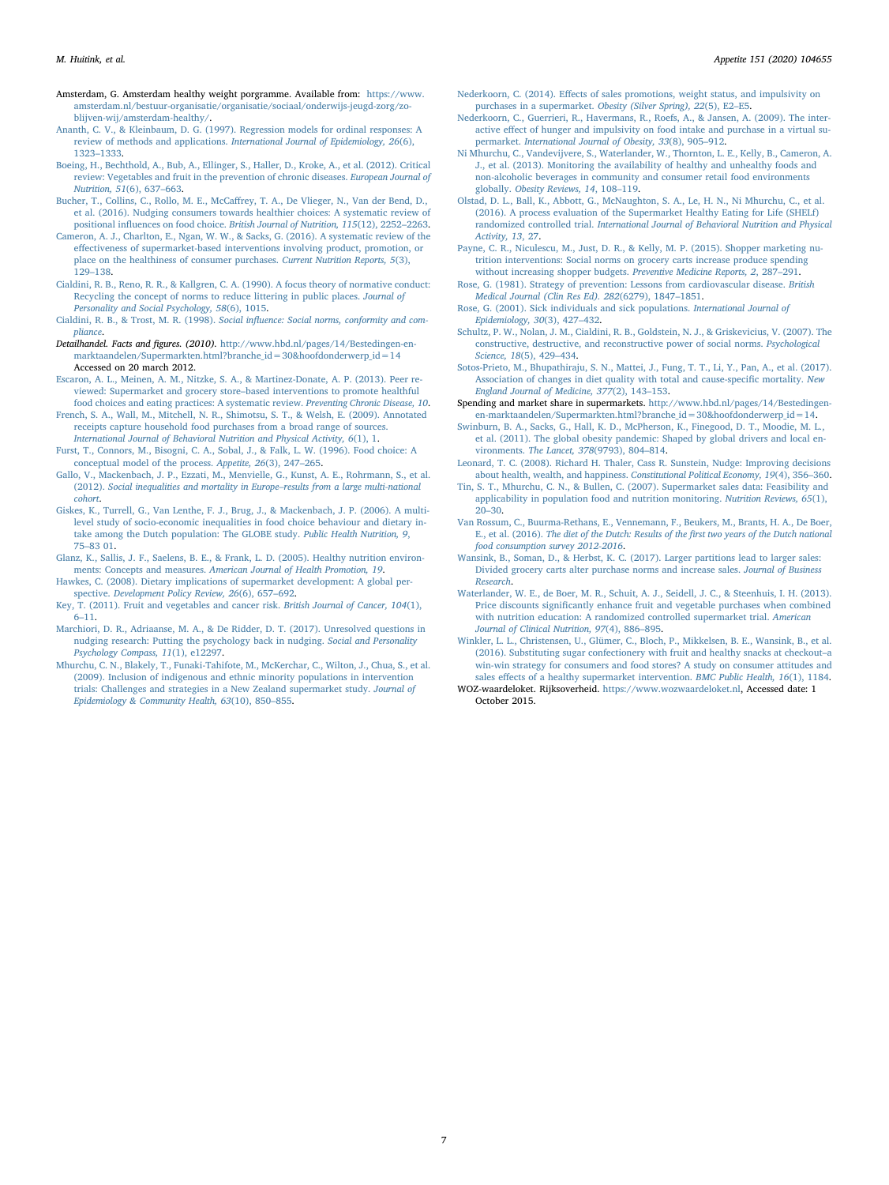Amsterdam, G. Amsterdam healthy weight porgramme. Available from: https://www.amsterdam.nl/bestuur-organisatie/organisatie/sociaal/onderwijs-jeugd-zorg/zo-blijven-wij/amsterdam-healthy/.

Ananth, C. V., & Kleinbaum, D. G. (1997). Regression models for ordinal responses: A review of methods and applications. *International Journal of Epidemiology, 26*(6), 1323–1333.

Boeing, H., Bechthold, A., Bub, A., Ellinger, S., Haller, D., Kroke, A., et al. (2012). Critical review: Vegetables and fruit in the prevention of chronic diseases. *European Journal of Nutrition, 51*(6), 637–663.

Bucher, T., Collins, C., Rollo, M. E., McCaffrey, T. A., De Vlieger, N., Van der Bend, D., et al. (2016). Nudging consumers towards healthier choices: A systematic review of positional influences on food choice. *British Journal of Nutrition, 115*(12), 2252–2263.

Cameron, A. J., Charlton, E., Ngan, W. W., & Sacks, G. (2016). A systematic review of the effectiveness of supermarket-based interventions involving product, promotion, or place on the healthiness of consumer purchases. *Current Nutrition Reports, 5*(3), 129–138.

Cialdini, R. B., Reno, R. R., & Kallgren, C. A. (1990). A focus theory of normative conduct: Recycling the concept of norms to reduce littering in public places. *Journal of Personality and Social Psychology, 58*(6), 1015.

Cialdini, R. B., & Trost, M. R. (1998). *Social influence: Social norms, conformity and compliance*.

*Detailhandel. Facts and figures. (2010).* http://www.hbd.nl/pages/14/Bestedingen-en-marktaandelen/Supermarkten.html?branche_id=30&hoofdonderwerp_id=14 Accessed on 20 march 2012.

Escaron, A. L., Meinen, A. M., Nitzke, S. A., & Martinez-Donate, A. P. (2013). Peer reviewed: Supermarket and grocery store–based interventions to promote healthful food choices and eating practices: A systematic review. *Preventing Chronic Disease, 10*.

French, S. A., Wall, M., Mitchell, N. R., Shimotsu, S. T., & Welsh, E. (2009). Annotated receipts capture household food purchases from a broad range of sources. *International Journal of Behavioral Nutrition and Physical Activity, 6*(1), 1.

Furst, T., Connors, M., Bisogni, C. A., Sobal, J., & Falk, L. W. (1996). Food choice: A conceptual model of the process. *Appetite, 26*(3), 247–265.

Gallo, V., Mackenbach, J. P., Ezzati, M., Menvielle, G., Kunst, A. E., Rohrmann, S., et al. (2012). *Social inequalities and mortality in Europe–results from a large multi-national cohort*.

Giskes, K., Turrell, G., Van Lenthe, F. J., Brug, J., & Mackenbach, J. P. (2006). A multilevel study of socio-economic inequalities in food choice behaviour and dietary intake among the Dutch population: The GLOBE study. *Public Health Nutrition, 9*, 75–83 01.

Glanz, K., Sallis, J. F., Saelens, B. E., & Frank, L. D. (2005). Healthy nutrition environments: Concepts and measures. *American Journal of Health Promotion, 19*.

Hawkes, C. (2008). Dietary implications of supermarket development: A global perspective. *Development Policy Review, 26*(6), 657–692.

Key, T. (2011). Fruit and vegetables and cancer risk. *British Journal of Cancer, 104*(1), 6–11.

Marchiori, D. R., Adriaanse, M. A., & De Ridder, D. T. (2017). Unresolved questions in nudging research: Putting the psychology back in nudging. *Social and Personality Psychology Compass, 11*(1), e12297.

Mhurchu, C. N., Blakely, T., Funaki-Tahifote, M., McKerchar, C., Wilton, J., Chua, S., et al. (2009). Inclusion of indigenous and ethnic minority populations in intervention trials: Challenges and strategies in a New Zealand supermarket study. *Journal of Epidemiology & Community Health, 63*(10), 850–855.

Nederkoorn, C. (2014). Effects of sales promotions, weight status, and impulsivity on purchases in a supermarket. *Obesity (Silver Spring), 22*(5), E2–E5.

Nederkoorn, C., Guerrieri, R., Havermans, R., Roefs, A., & Jansen, A. (2009). The interactive effect of hunger and impulsivity on food intake and purchase in a virtual supermarket. *International Journal of Obesity, 33*(8), 905–912.

Ni Mhurchu, C., Vandevijvere, S., Waterlander, W., Thornton, L. E., Kelly, B., Cameron, A. J., et al. (2013). Monitoring the availability of healthy and unhealthy foods and non-alcoholic beverages in community and consumer retail food environments globally. *Obesity Reviews, 14*, 108–119.

Olstad, D. L., Ball, K., Abbott, G., McNaughton, S. A., Le, H. N., Ni Mhurchu, C., et al. (2016). A process evaluation of the Supermarket Healthy Eating for Life (SHELf) randomized controlled trial. *International Journal of Behavioral Nutrition and Physical Activity, 13*, 27.

Payne, C. R., Niculescu, M., Just, D. R., & Kelly, M. P. (2015). Shopper marketing nutrition interventions: Social norms on grocery carts increase produce spending without increasing shopper budgets. *Preventive Medicine Reports, 2*, 287–291.

Rose, G. (1981). Strategy of prevention: Lessons from cardiovascular disease. *British Medical Journal (Clin Res Ed). 282*(6279), 1847–1851.

Rose, G. (2001). Sick individuals and sick populations. *International Journal of Epidemiology, 30*(3), 427–432.

Schultz, P. W., Nolan, J. M., Cialdini, R. B., Goldstein, N. J., & Griskevicius, V. (2007). The constructive, destructive, and reconstructive power of social norms. *Psychological Science, 18*(5), 429–434.

Sotos-Prieto, M., Bhupathiraju, S. N., Mattei, J., Fung, T. T., Li, Y., Pan, A., et al. (2017). Association of changes in diet quality with total and cause-specific mortality. *New England Journal of Medicine, 377*(2), 143–153.

Spending and market share in supermarkets. http://www.hbd.nl/pages/14/Bestedingen-en-marktaandelen/Supermarkten.html?branche_id=30&hoofdonderwerp_id=14.

Swinburn, B. A., Sacks, G., Hall, K. D., McPherson, K., Finegood, D. T., Moodie, M. L., et al. (2011). The global obesity pandemic: Shaped by global drivers and local environments. *The Lancet, 378*(9793), 804–814.

Leonard, T. C. (2008). Richard H. Thaler, Cass R. Sunstein, Nudge: Improving decisions about health, wealth, and happiness. *Constitutional Political Economy, 19*(4), 356–360.

Tin, S. T., Mhurchu, C. N., & Bullen, C. (2007). Supermarket sales data: Feasibility and applicability in population food and nutrition monitoring. *Nutrition Reviews, 65*(1), 20–30.

Van Rossum, C., Buurma-Rethans, E., Vennemann, F., Beukers, M., Brants, H. A., De Boer, E., et al. (2016). *The diet of the Dutch: Results of the first two years of the Dutch national food consumption survey 2012-2016*.

Wansink, B., Soman, D., & Herbst, K. C. (2017). Larger partitions lead to larger sales: Divided grocery carts alter purchase norms and increase sales. *Journal of Business Research*.

Waterlander, W. E., de Boer, M. R., Schuit, A. J., Seidell, J. C., & Steenhuis, I. H. (2013). Price discounts significantly enhance fruit and vegetable purchases when combined with nutrition education: A randomized controlled supermarket trial. *American Journal of Clinical Nutrition, 97*(4), 886–895.

Winkler, L. L., Christensen, U., Glümer, C., Bloch, P., Mikkelsen, B. E., Wansink, B., et al. (2016). Substituting sugar confectionery with fruit and healthy snacks at checkout–a win-win strategy for consumers and food stores? A study on consumer attitudes and sales effects of a healthy supermarket intervention. *BMC Public Health, 16*(1), 1184.

WOZ-waardeloket. Rijksoverheid. https://www.wozwaardeloket.nl, Accessed date: 1 October 2015.